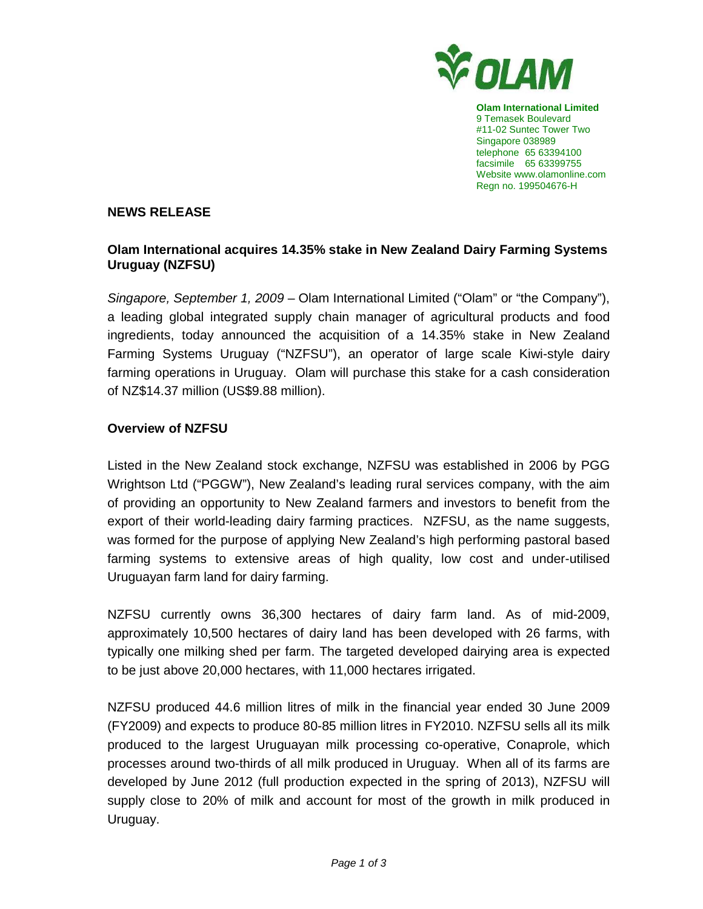**Olam International Limited**
9 Temasek Boulevard
#11-02 Suntec Tower Two
Singapore 038989
telephone 65 63394100
facsimile 65 63399755
Website www.olamonline.com
Regn no. 199504676-H

**NEWS RELEASE**

## Olam International acquires 14.35% stake in New Zealand Dairy Farming Systems Uruguay (NZFSU)

*Singapore, September 1, 2009* – Olam International Limited ("Olam" or "the Company"), a leading global integrated supply chain manager of agricultural products and food ingredients, today announced the acquisition of a 14.35% stake in New Zealand Farming Systems Uruguay ("NZFSU"), an operator of large scale Kiwi-style dairy farming operations in Uruguay. Olam will purchase this stake for a cash consideration of NZ$14.37 million (US$9.88 million).

### Overview of NZFSU

Listed in the New Zealand stock exchange, NZFSU was established in 2006 by PGG Wrightson Ltd ("PGGW"), New Zealand's leading rural services company, with the aim of providing an opportunity to New Zealand farmers and investors to benefit from the export of their world-leading dairy farming practices. NZFSU, as the name suggests, was formed for the purpose of applying New Zealand's high performing pastoral based farming systems to extensive areas of high quality, low cost and under-utilised Uruguayan farm land for dairy farming.

NZFSU currently owns 36,300 hectares of dairy farm land. As of mid-2009, approximately 10,500 hectares of dairy land has been developed with 26 farms, with typically one milking shed per farm. The targeted developed dairying area is expected to be just above 20,000 hectares, with 11,000 hectares irrigated.

NZFSU produced 44.6 million litres of milk in the financial year ended 30 June 2009 (FY2009) and expects to produce 80-85 million litres in FY2010. NZFSU sells all its milk produced to the largest Uruguayan milk processing co-operative, Conaprole, which processes around two-thirds of all milk produced in Uruguay. When all of its farms are developed by June 2012 (full production expected in the spring of 2013), NZFSU will supply close to 20% of milk and account for most of the growth in milk produced in Uruguay.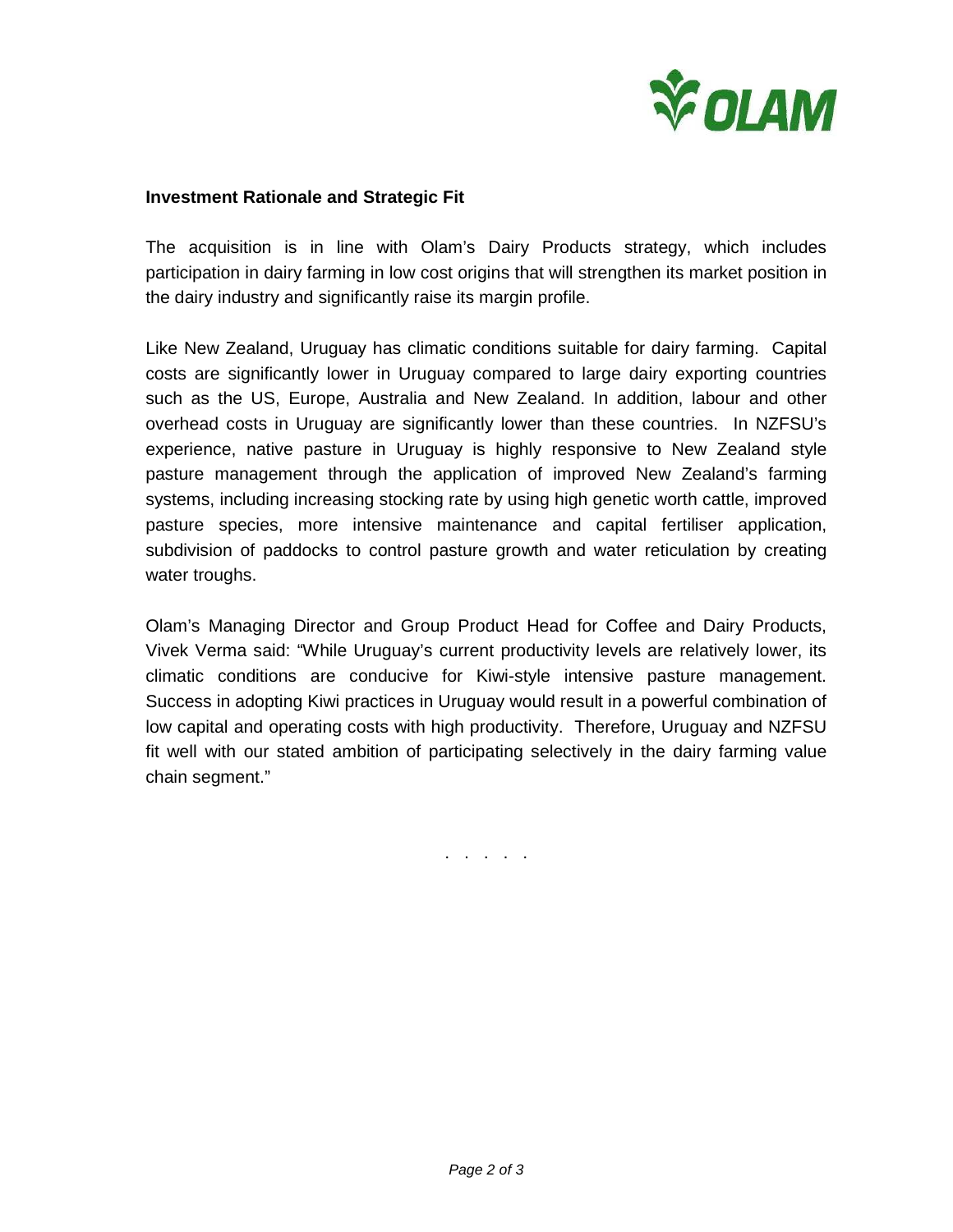**Investment Rationale and Strategic Fit**

The acquisition is in line with Olam's Dairy Products strategy, which includes participation in dairy farming in low cost origins that will strengthen its market position in the dairy industry and significantly raise its margin profile.

Like New Zealand, Uruguay has climatic conditions suitable for dairy farming. Capital costs are significantly lower in Uruguay compared to large dairy exporting countries such as the US, Europe, Australia and New Zealand. In addition, labour and other overhead costs in Uruguay are significantly lower than these countries. In NZFSU's experience, native pasture in Uruguay is highly responsive to New Zealand style pasture management through the application of improved New Zealand's farming systems, including increasing stocking rate by using high genetic worth cattle, improved pasture species, more intensive maintenance and capital fertiliser application, subdivision of paddocks to control pasture growth and water reticulation by creating water troughs.

Olam's Managing Director and Group Product Head for Coffee and Dairy Products, Vivek Verma said: "While Uruguay's current productivity levels are relatively lower, its climatic conditions are conducive for Kiwi-style intensive pasture management. Success in adopting Kiwi practices in Uruguay would result in a powerful combination of low capital and operating costs with high productivity. Therefore, Uruguay and NZFSU fit well with our stated ambition of participating selectively in the dairy farming value chain segment."

. . . . .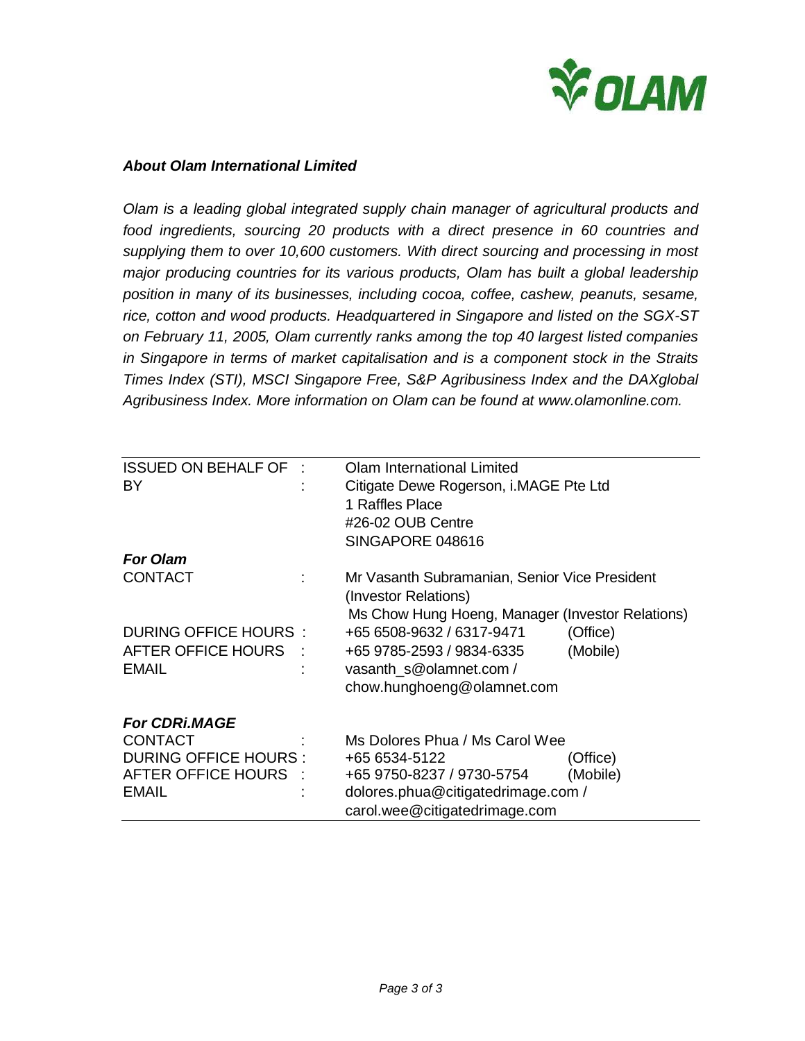***About Olam International Limited***

*Olam is a leading global integrated supply chain manager of agricultural products and food ingredients, sourcing 20 products with a direct presence in 60 countries and supplying them to over 10,600 customers. With direct sourcing and processing in most major producing countries for its various products, Olam has built a global leadership position in many of its businesses, including cocoa, coffee, cashew, peanuts, sesame, rice, cotton and wood products. Headquartered in Singapore and listed on the SGX-ST on February 11, 2005, Olam currently ranks among the top 40 largest listed companies in Singapore in terms of market capitalisation and is a component stock in the Straits Times Index (STI), MSCI Singapore Free, S&P Agribusiness Index and the DAXglobal Agribusiness Index. More information on Olam can be found at www.olamonline.com.*

| | | | |
|---|---|---|---|
| ISSUED ON BEHALF OF | : | Olam International Limited | |
| BY | : | Citigate Dewe Rogerson, i.MAGE Pte Ltd<br>1 Raffles Place<br>#26-02 OUB Centre<br>SINGAPORE 048616 | |
| ***For Olam*** | | | |
| CONTACT | : | Mr Vasanth Subramanian, Senior Vice President (Investor Relations)<br>Ms Chow Hung Hoeng, Manager (Investor Relations) | |
| DURING OFFICE HOURS | : | +65 6508-9632 / 6317-9471 | (Office) |
| AFTER OFFICE HOURS | : | +65 9785-2593 / 9834-6335 | (Mobile) |
| EMAIL | : | vasanth_s@olamnet.com /<br>chow.hunghoeng@olamnet.com | |
| ***For CDRi.MAGE*** | | | |
| CONTACT | : | Ms Dolores Phua / Ms Carol Wee | |
| DURING OFFICE HOURS | : | +65 6534-5122 | (Office) |
| AFTER OFFICE HOURS | : | +65 9750-8237 / 9730-5754 | (Mobile) |
| EMAIL | : | dolores.phua@citigatedrimage.com /<br>carol.wee@citigatedrimage.com | |